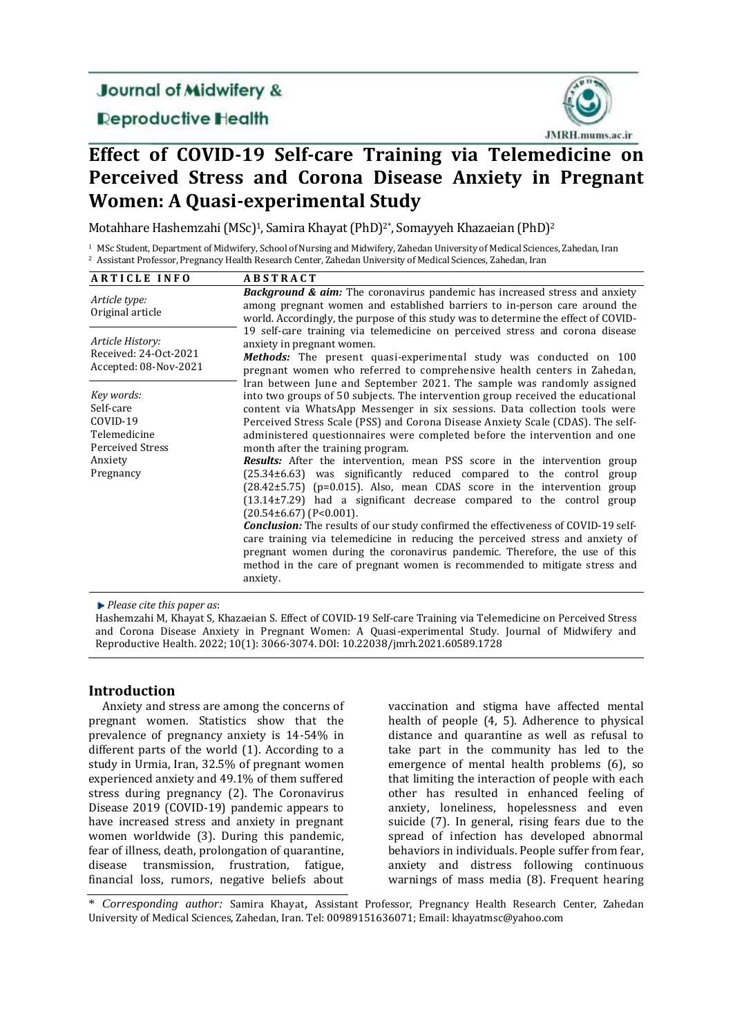Journal of Midwifery & Reproductive Health

JMRH.mums.ac.ir

# Effect of COVID-19 Self-care Training via Telemedicine on Perceived Stress and Corona Disease Anxiety in Pregnant Women: A Quasi-experimental Study

Motahhare Hashemzahi (MSc)[1], Samira Khayat (PhD)[2*], Somayyeh Khazaeian (PhD)[2]

[1] MSc Student, Department of Midwifery, School of Nursing and Midwifery, Zahedan University of Medical Sciences, Zahedan, Iran
[2] Assistant Professor, Pregnancy Health Research Center, Zahedan University of Medical Sciences, Zahedan, Iran

**ARTICLE INFO**

*Article type:*
Original article

*Article History:*
Received: 24-Oct-2021
Accepted: 08-Nov-2021

*Key words:*
Self-care
COVID-19
Telemedicine
Perceived Stress
Anxiety
Pregnancy

**ABSTRACT**

***Background & aim:*** The coronavirus pandemic has increased stress and anxiety among pregnant women and established barriers to in-person care around the world. Accordingly, the purpose of this study was to determine the effect of COVID-19 self-care training via telemedicine on perceived stress and corona disease anxiety in pregnant women.

***Methods:*** The present quasi-experimental study was conducted on 100 pregnant women who referred to comprehensive health centers in Zahedan, Iran between June and September 2021. The sample was randomly assigned into two groups of 50 subjects. The intervention group received the educational content via WhatsApp Messenger in six sessions. Data collection tools were Perceived Stress Scale (PSS) and Corona Disease Anxiety Scale (CDAS). The self-administered questionnaires were completed before the intervention and one month after the training program.

***Results:*** After the intervention, mean PSS score in the intervention group (25.34±6.63) was significantly reduced compared to the control group (28.42±5.75) (p=0.015). Also, mean CDAS score in the intervention group (13.14±7.29) had a significant decrease compared to the control group (20.54±6.67) (P<0.001).

***Conclusion:*** The results of our study confirmed the effectiveness of COVID-19 self-care training via telemedicine in reducing the perceived stress and anxiety of pregnant women during the coronavirus pandemic. Therefore, the use of this method in the care of pregnant women is recommended to mitigate stress and anxiety.

*Please cite this paper as*:
Hashemzahi M, Khayat S, Khazaeian S. Effect of COVID-19 Self-care Training via Telemedicine on Perceived Stress and Corona Disease Anxiety in Pregnant Women: A Quasi-experimental Study. Journal of Midwifery and Reproductive Health. 2022; 10(1): 3066-3074. DOI: 10.22038/jmrh.2021.60589.1728

## Introduction

Anxiety and stress are among the concerns of pregnant women. Statistics show that the prevalence of pregnancy anxiety is 14-54% in different parts of the world (1). According to a study in Urmia, Iran, 32.5% of pregnant women experienced anxiety and 49.1% of them suffered stress during pregnancy (2). The Coronavirus Disease 2019 (COVID-19) pandemic appears to have increased stress and anxiety in pregnant women worldwide (3). During this pandemic, fear of illness, death, prolongation of quarantine, disease transmission, frustration, fatigue, financial loss, rumors, negative beliefs about vaccination and stigma have affected mental health of people (4, 5). Adherence to physical distance and quarantine as well as refusal to take part in the community has led to the emergence of mental health problems (6), so that limiting the interaction of people with each other has resulted in enhanced feeling of anxiety, loneliness, hopelessness and even suicide (7). In general, rising fears due to the spread of infection has developed abnormal behaviors in individuals. People suffer from fear, anxiety and distress following continuous warnings of mass media (8). Frequent hearing

\* *Corresponding author:* Samira Khayat, Assistant Professor, Pregnancy Health Research Center, Zahedan University of Medical Sciences, Zahedan, Iran. Tel: 00989151636071; Email: khayatmsc@yahoo.com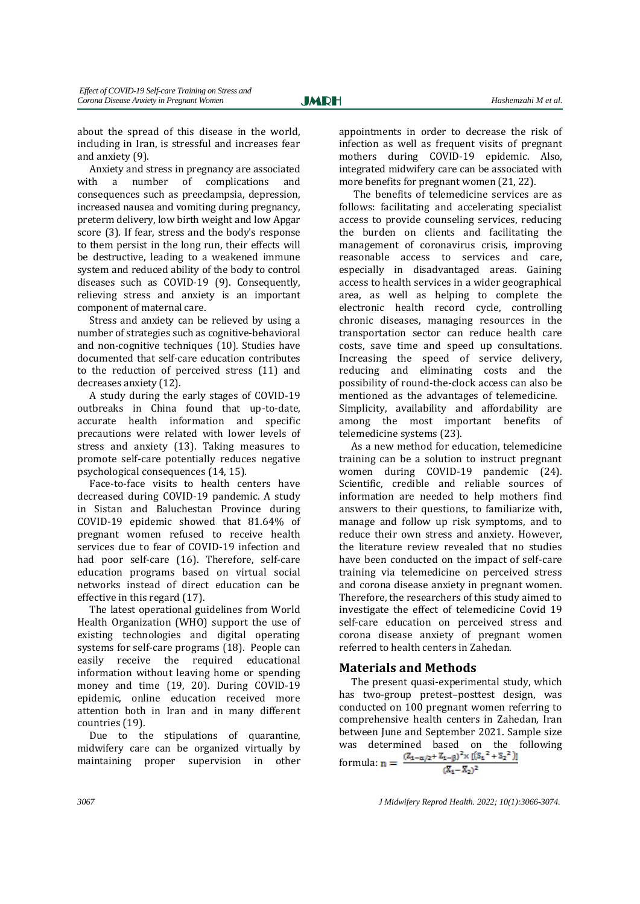about the spread of this disease in the world, including in Iran, is stressful and increases fear and anxiety (9).

Anxiety and stress in pregnancy are associated with a number of complications and consequences such as preeclampsia, depression, increased nausea and vomiting during pregnancy, preterm delivery, low birth weight and low Apgar score (3). If fear, stress and the body's response to them persist in the long run, their effects will be destructive, leading to a weakened immune system and reduced ability of the body to control diseases such as COVID-19 (9). Consequently, relieving stress and anxiety is an important component of maternal care.

Stress and anxiety can be relieved by using a number of strategies such as cognitive-behavioral and non-cognitive techniques (10). Studies have documented that self-care education contributes to the reduction of perceived stress (11) and decreases anxiety (12).

A study during the early stages of COVID-19 outbreaks in China found that up-to-date, accurate health information and specific precautions were related with lower levels of stress and anxiety (13). Taking measures to promote self-care potentially reduces negative psychological consequences (14, 15).

Face-to-face visits to health centers have decreased during COVID-19 pandemic. A study in Sistan and Baluchestan Province during COVID-19 epidemic showed that 81.64% of pregnant women refused to receive health services due to fear of COVID-19 infection and had poor self-care (16). Therefore, self-care education programs based on virtual social networks instead of direct education can be effective in this regard (17).

The latest operational guidelines from World Health Organization (WHO) support the use of existing technologies and digital operating systems for self-care programs (18). People can easily receive the required educational information without leaving home or spending money and time (19, 20). During COVID-19 epidemic, online education received more attention both in Iran and in many different countries (19).

Due to the stipulations of quarantine, midwifery care can be organized virtually by maintaining proper supervision in other appointments in order to decrease the risk of infection as well as frequent visits of pregnant mothers during COVID-19 epidemic. Also, integrated midwifery care can be associated with more benefits for pregnant women (21, 22).

The benefits of telemedicine services are as follows: facilitating and accelerating specialist access to provide counseling services, reducing the burden on clients and facilitating the management of coronavirus crisis, improving reasonable access to services and care, especially in disadvantaged areas. Gaining access to health services in a wider geographical area, as well as helping to complete the electronic health record cycle, controlling chronic diseases, managing resources in the transportation sector can reduce health care costs, save time and speed up consultations. Increasing the speed of service delivery, reducing and eliminating costs and the possibility of round-the-clock access can also be mentioned as the advantages of telemedicine. Simplicity, availability and affordability are among the most important benefits of telemedicine systems (23).

As a new method for education, telemedicine training can be a solution to instruct pregnant women during COVID-19 pandemic (24). Scientific, credible and reliable sources of information are needed to help mothers find answers to their questions, to familiarize with, manage and follow up risk symptoms, and to reduce their own stress and anxiety. However, the literature review revealed that no studies have been conducted on the impact of self-care training via telemedicine on perceived stress and corona disease anxiety in pregnant women. Therefore, the researchers of this study aimed to investigate the effect of telemedicine Covid 19 self-care education on perceived stress and corona disease anxiety of pregnant women referred to health centers in Zahedan.

## Materials and Methods

The present quasi-experimental study, which has two-group pretest–posttest design, was conducted on 100 pregnant women referring to comprehensive health centers in Zahedan, Iran between June and September 2021. Sample size was determined based on the following formula: $n = \frac{(Z_{1-\alpha/2}+Z_{1-\beta})^2 \times [(S_1^2+S_2^2)]}{(\bar{X}_1-\bar{X}_2)^2}$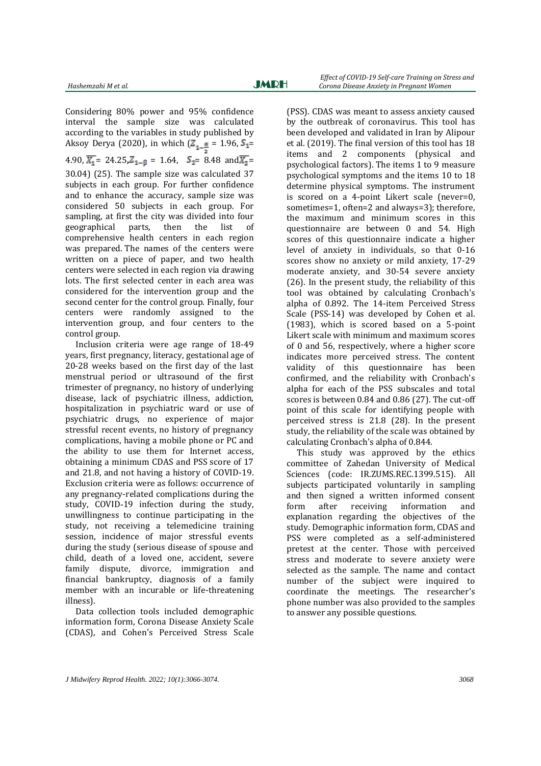Considering 80% power and 95% confidence interval the sample size was calculated according to the variables in study published by Aksoy Derya (2020), in which ($Z_{1-\frac{\alpha}{2}}$ = 1.96, $S_1$= 4.90, $\overline{X_1}$= 24.25, $Z_{1-\beta}$ = 1.64, $S_2$= 8.48 and $\overline{X_2}$= 30.04) (25). The sample size was calculated 37 subjects in each group. For further confidence and to enhance the accuracy, sample size was considered 50 subjects in each group. For sampling, at first the city was divided into four geographical parts, then the list of comprehensive health centers in each region was prepared. The names of the centers were written on a piece of paper, and two health centers were selected in each region via drawing lots. The first selected center in each area was considered for the intervention group and the second center for the control group. Finally, four centers were randomly assigned to the intervention group, and four centers to the control group.

Inclusion criteria were age range of 18-49 years, first pregnancy, literacy, gestational age of 20-28 weeks based on the first day of the last menstrual period or ultrasound of the first trimester of pregnancy, no history of underlying disease, lack of psychiatric illness, addiction, hospitalization in psychiatric ward or use of psychiatric drugs, no experience of major stressful recent events, no history of pregnancy complications, having a mobile phone or PC and the ability to use them for Internet access, obtaining a minimum CDAS and PSS score of 17 and 21.8, and not having a history of COVID-19. Exclusion criteria were as follows: occurrence of any pregnancy-related complications during the study, COVID-19 infection during the study, unwillingness to continue participating in the study, not receiving a telemedicine training session, incidence of major stressful events during the study (serious disease of spouse and child, death of a loved one, accident, severe family dispute, divorce, immigration and financial bankruptcy, diagnosis of a family member with an incurable or life-threatening illness).

Data collection tools included demographic information form, Corona Disease Anxiety Scale (CDAS), and Cohen's Perceived Stress Scale (PSS). CDAS was meant to assess anxiety caused by the outbreak of coronavirus. This tool has been developed and validated in Iran by Alipour et al. (2019). The final version of this tool has 18 items and 2 components (physical and psychological factors). The items 1 to 9 measure psychological symptoms and the items 10 to 18 determine physical symptoms. The instrument is scored on a 4-point Likert scale (never=0, sometimes=1, often=2 and always=3); therefore, the maximum and minimum scores in this questionnaire are between 0 and 54. High scores of this questionnaire indicate a higher level of anxiety in individuals, so that 0-16 scores show no anxiety or mild anxiety, 17-29 moderate anxiety, and 30-54 severe anxiety (26). In the present study, the reliability of this tool was obtained by calculating Cronbach's alpha of 0.892. The 14-item Perceived Stress Scale (PSS-14) was developed by Cohen et al. (1983), which is scored based on a 5-point Likert scale with minimum and maximum scores of 0 and 56, respectively, where a higher score indicates more perceived stress. The content validity of this questionnaire has been confirmed, and the reliability with Cronbach's alpha for each of the PSS subscales and total scores is between 0.84 and 0.86 (27). The cut-off point of this scale for identifying people with perceived stress is 21.8 (28). In the present study, the reliability of the scale was obtained by calculating Cronbach's alpha of 0.844.

This study was approved by the ethics committee of Zahedan University of Medical Sciences (code: IR.ZUMS.REC.1399.515). All subjects participated voluntarily in sampling and then signed a written informed consent form after receiving information and explanation regarding the objectives of the study. Demographic information form, CDAS and PSS were completed as a self-administered pretest at the center. Those with perceived stress and moderate to severe anxiety were selected as the sample. The name and contact number of the subject were inquired to coordinate the meetings. The researcher's phone number was also provided to the samples to answer any possible questions.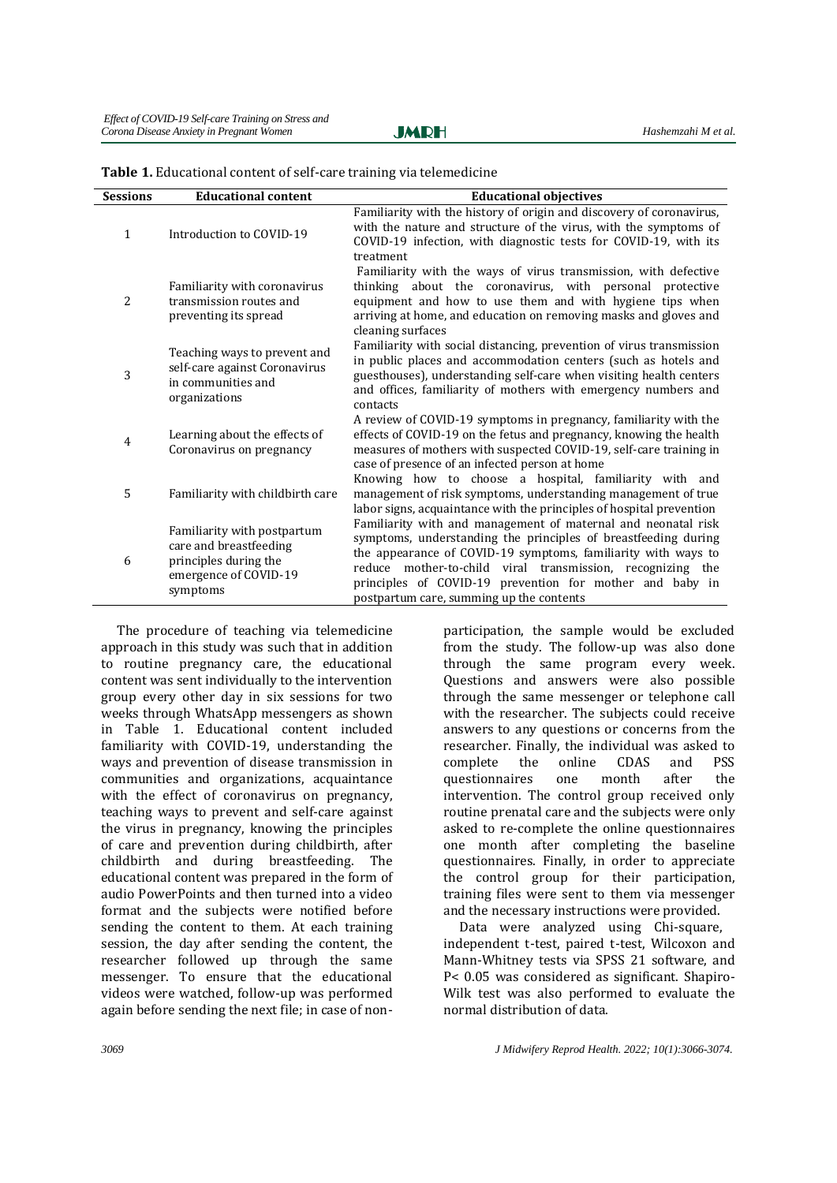**Table 1.** Educational content of self-care training via telemedicine

| Sessions | Educational content | Educational objectives |
|---|---|---|
| 1 | Introduction to COVID-19 | Familiarity with the history of origin and discovery of coronavirus, with the nature and structure of the virus, with the symptoms of COVID-19 infection, with diagnostic tests for COVID-19, with its treatment |
| 2 | Familiarity with coronavirus transmission routes and preventing its spread | Familiarity with the ways of virus transmission, with defective thinking about the coronavirus, with personal protective equipment and how to use them and with hygiene tips when arriving at home, and education on removing masks and gloves and cleaning surfaces |
| 3 | Teaching ways to prevent and self-care against Coronavirus in communities and organizations | Familiarity with social distancing, prevention of virus transmission in public places and accommodation centers (such as hotels and guesthouses), understanding self-care when visiting health centers and offices, familiarity of mothers with emergency numbers and contacts |
| 4 | Learning about the effects of Coronavirus on pregnancy | A review of COVID-19 symptoms in pregnancy, familiarity with the effects of COVID-19 on the fetus and pregnancy, knowing the health measures of mothers with suspected COVID-19, self-care training in case of presence of an infected person at home |
| 5 | Familiarity with childbirth care | Knowing how to choose a hospital, familiarity with and management of risk symptoms, understanding management of true labor signs, acquaintance with the principles of hospital prevention |
| 6 | Familiarity with postpartum care and breastfeeding principles during the emergence of COVID-19 symptoms | Familiarity with and management of maternal and neonatal risk symptoms, understanding the principles of breastfeeding during the appearance of COVID-19 symptoms, familiarity with ways to reduce mother-to-child viral transmission, recognizing the principles of COVID-19 prevention for mother and baby in postpartum care, summing up the contents |

The procedure of teaching via telemedicine approach in this study was such that in addition to routine pregnancy care, the educational content was sent individually to the intervention group every other day in six sessions for two weeks through WhatsApp messengers as shown in Table 1. Educational content included familiarity with COVID-19, understanding the ways and prevention of disease transmission in communities and organizations, acquaintance with the effect of coronavirus on pregnancy, teaching ways to prevent and self-care against the virus in pregnancy, knowing the principles of care and prevention during childbirth, after childbirth and during breastfeeding. The educational content was prepared in the form of audio PowerPoints and then turned into a video format and the subjects were notified before sending the content to them. At each training session, the day after sending the content, the researcher followed up through the same messenger. To ensure that the educational videos were watched, follow-up was performed again before sending the next file; in case of non-participation, the sample would be excluded from the study. The follow-up was also done through the same program every week. Questions and answers were also possible through the same messenger or telephone call with the researcher. The subjects could receive answers to any questions or concerns from the researcher. Finally, the individual was asked to complete the online CDAS and PSS questionnaires one month after the intervention. The control group received only routine prenatal care and the subjects were only asked to re-complete the online questionnaires one month after completing the baseline questionnaires. Finally, in order to appreciate the control group for their participation, training files were sent to them via messenger and the necessary instructions were provided.

Data were analyzed using Chi-square, independent t-test, paired t-test, Wilcoxon and Mann-Whitney tests via SPSS 21 software, and $P< 0.05$ was considered as significant. Shapiro-Wilk test was also performed to evaluate the normal distribution of data.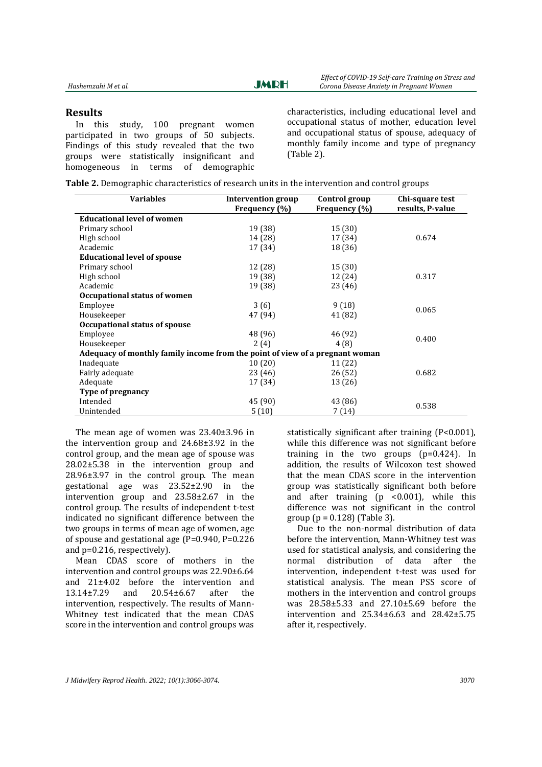## Results

In this study, 100 pregnant women participated in two groups of 50 subjects. Findings of this study revealed that the two groups were statistically insignificant and homogeneous in terms of demographic characteristics, including educational level and occupational status of mother, education level and occupational status of spouse, adequacy of monthly family income and type of pregnancy (Table 2).

**Table 2.** Demographic characteristics of research units in the intervention and control groups

| Variables | Intervention group Frequency (%) | Control group Frequency (%) | Chi-square test results, P-value |
|---|---|---|---|
| **Educational level of women** | | | |
| Primary school | 19 (38) | 15 (30) | |
| High school | 14 (28) | 17 (34) | 0.674 |
| Academic | 17 (34) | 18 (36) | |
| **Educational level of spouse** | | | |
| Primary school | 12 (28) | 15 (30) | |
| High school | 19 (38) | 12 (24) | 0.317 |
| Academic | 19 (38) | 23 (46) | |
| **Occupational status of women** | | | |
| Employee | 3 (6) | 9 (18) | 0.065 |
| Housekeeper | 47 (94) | 41 (82) | |
| **Occupational status of spouse** | | | |
| Employee | 48 (96) | 46 (92) | 0.400 |
| Housekeeper | 2 (4) | 4 (8) | |
| **Adequacy of monthly family income from the point of view of a pregnant woman** | | | |
| Inadequate | 10 (20) | 11 (22) | |
| Fairly adequate | 23 (46) | 26 (52) | 0.682 |
| Adequate | 17 (34) | 13 (26) | |
| **Type of pregnancy** | | | |
| Intended | 45 (90) | 43 (86) | 0.538 |
| Unintended | 5 (10) | 7 (14) | |

The mean age of women was 23.40±3.96 in the intervention group and 24.68±3.92 in the control group, and the mean age of spouse was 28.02±5.38 in the intervention group and 28.96±3.97 in the control group. The mean gestational age was 23.52±2.90 in the intervention group and 23.58±2.67 in the control group. The results of independent t-test indicated no significant difference between the two groups in terms of mean age of women, age of spouse and gestational age (P=0.940, P=0.226 and p=0.216, respectively).

Mean CDAS score of mothers in the intervention and control groups was 22.90±6.64 and 21±4.02 before the intervention and 13.14±7.29 and 20.54±6.67 after the intervention, respectively. The results of Mann-Whitney test indicated that the mean CDAS score in the intervention and control groups was statistically significant after training (P<0.001), while this difference was not significant before training in the two groups (p=0.424). In addition, the results of Wilcoxon test showed that the mean CDAS score in the intervention group was statistically significant both before and after training (p <0.001), while this difference was not significant in the control group (p = 0.128) (Table 3).

Due to the non-normal distribution of data before the intervention, Mann-Whitney test was used for statistical analysis, and considering the normal distribution of data after the intervention, independent t-test was used for statistical analysis. The mean PSS score of mothers in the intervention and control groups was 28.58±5.33 and 27.10±5.69 before the intervention and 25.34±6.63 and 28.42±5.75 after it, respectively.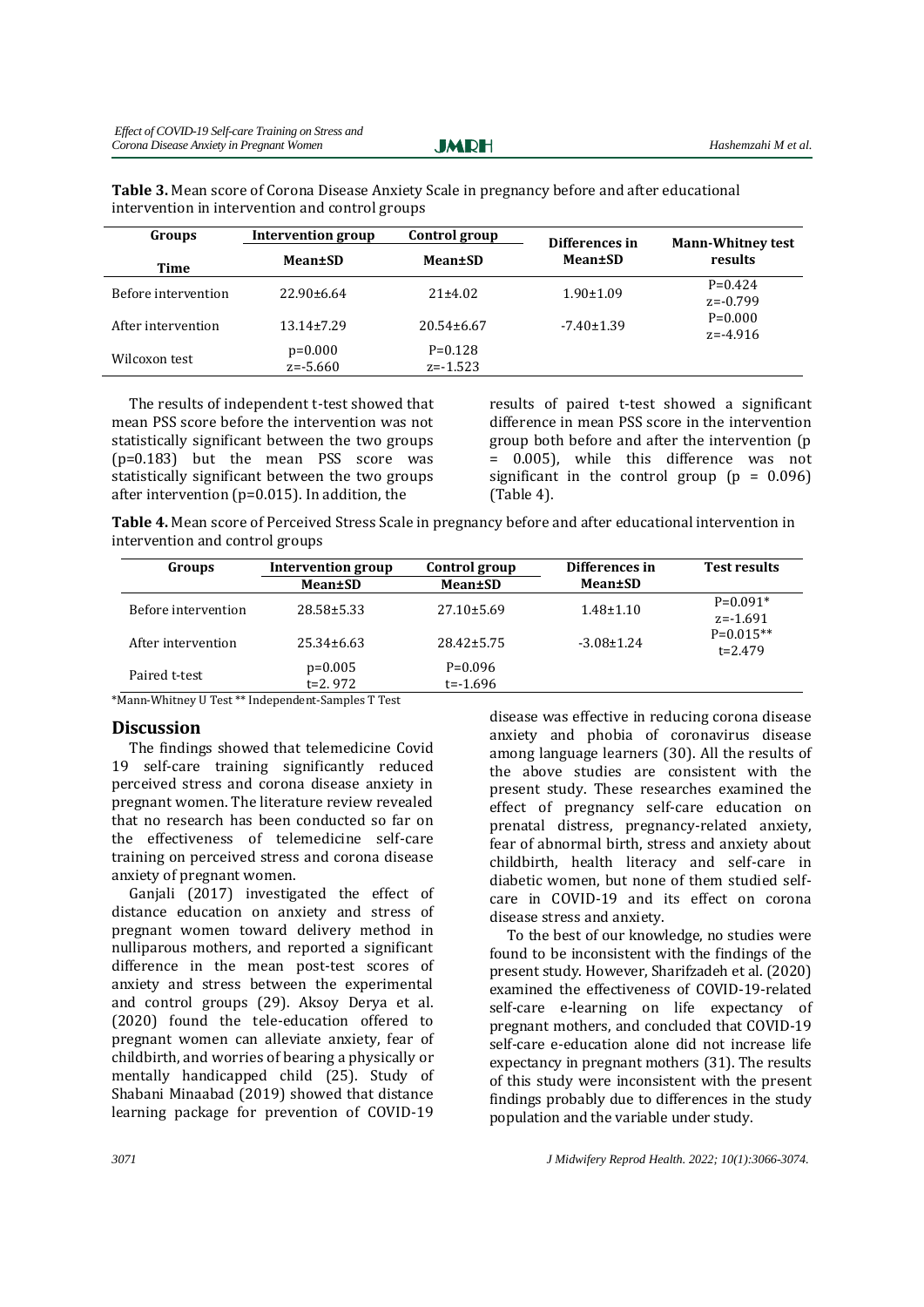**Table 3.** Mean score of Corona Disease Anxiety Scale in pregnancy before and after educational intervention in intervention and control groups

| Groups / Time | Intervention group Mean±SD | Control group Mean±SD | Differences in Mean±SD | Mann-Whitney test results |
|---|---|---|---|---|
| Before intervention | 22.90±6.64 | 21±4.02 | 1.90±1.09 | P=0.424 z=-0.799 |
| After intervention | 13.14±7.29 | 20.54±6.67 | -7.40±1.39 | P=0.000 z=-4.916 |
| Wilcoxon test | p=0.000 z=-5.660 | P=0.128 z=-1.523 | | |

The results of independent t-test showed that mean PSS score before the intervention was not statistically significant between the two groups (p=0.183) but the mean PSS score was statistically significant between the two groups after intervention (p=0.015). In addition, the results of paired t-test showed a significant difference in mean PSS score in the intervention group both before and after the intervention (p = 0.005), while this difference was not significant in the control group (p = 0.096) (Table 4).

**Table 4.** Mean score of Perceived Stress Scale in pregnancy before and after educational intervention in intervention and control groups

| Groups | Intervention group Mean±SD | Control group Mean±SD | Differences in Mean±SD | Test results |
|---|---|---|---|---|
| Before intervention | 28.58±5.33 | 27.10±5.69 | 1.48±1.10 | P=0.091* z=-1.691 |
| After intervention | 25.34±6.63 | 28.42±5.75 | -3.08±1.24 | P=0.015** t=2.479 |
| Paired t-test | p=0.005 t=2. 972 | P=0.096 t=-1.696 | | |

*Mann-Whitney U Test ** Independent-Samples T Test

## Discussion

The findings showed that telemedicine Covid 19 self-care training significantly reduced perceived stress and corona disease anxiety in pregnant women. The literature review revealed that no research has been conducted so far on the effectiveness of telemedicine self-care training on perceived stress and corona disease anxiety of pregnant women.

Ganjali (2017) investigated the effect of distance education on anxiety and stress of pregnant women toward delivery method in nulliparous mothers, and reported a significant difference in the mean post-test scores of anxiety and stress between the experimental and control groups (29). Aksoy Derya et al. (2020) found the tele-education offered to pregnant women can alleviate anxiety, fear of childbirth, and worries of bearing a physically or mentally handicapped child (25). Study of Shabani Minaabad (2019) showed that distance learning package for prevention of COVID-19 disease was effective in reducing corona disease anxiety and phobia of coronavirus disease among language learners (30). All the results of the above studies are consistent with the present study. These researches examined the effect of pregnancy self-care education on prenatal distress, pregnancy-related anxiety, fear of abnormal birth, stress and anxiety about childbirth, health literacy and self-care in diabetic women, but none of them studied self-care in COVID-19 and its effect on corona disease stress and anxiety.

To the best of our knowledge, no studies were found to be inconsistent with the findings of the present study. However, Sharifzadeh et al. (2020) examined the effectiveness of COVID-19-related self-care e-learning on life expectancy of pregnant mothers, and concluded that COVID-19 self-care e-education alone did not increase life expectancy in pregnant mothers (31). The results of this study were inconsistent with the present findings probably due to differences in the study population and the variable under study.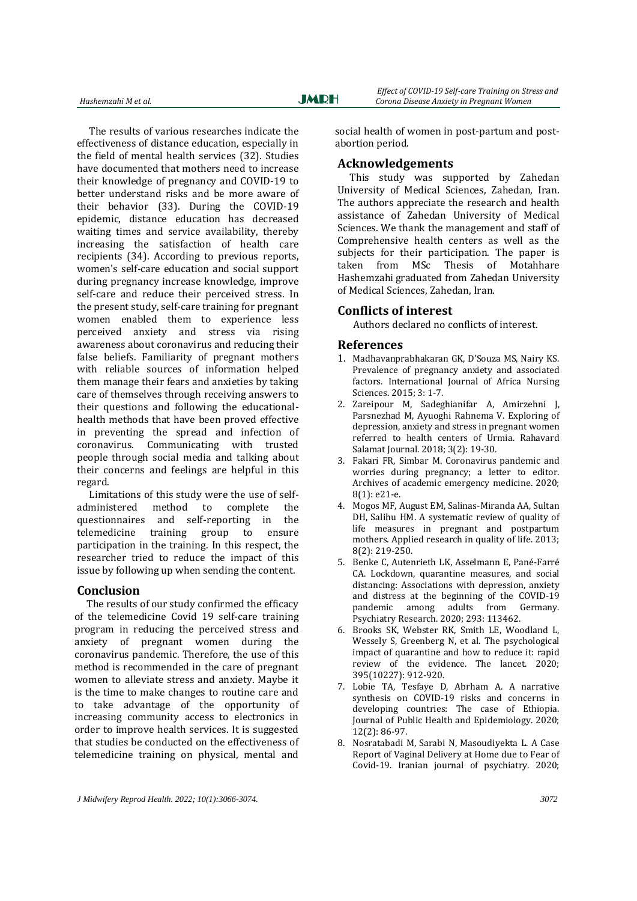The results of various researches indicate the effectiveness of distance education, especially in the field of mental health services (32). Studies have documented that mothers need to increase their knowledge of pregnancy and COVID-19 to better understand risks and be more aware of their behavior (33). During the COVID-19 epidemic, distance education has decreased waiting times and service availability, thereby increasing the satisfaction of health care recipients (34). According to previous reports, women's self-care education and social support during pregnancy increase knowledge, improve self-care and reduce their perceived stress. In the present study, self-care training for pregnant women enabled them to experience less perceived anxiety and stress via rising awareness about coronavirus and reducing their false beliefs. Familiarity of pregnant mothers with reliable sources of information helped them manage their fears and anxieties by taking care of themselves through receiving answers to their questions and following the educational-health methods that have been proved effective in preventing the spread and infection of coronavirus. Communicating with trusted people through social media and talking about their concerns and feelings are helpful in this regard.

Limitations of this study were the use of self-administered method to complete the questionnaires and self-reporting in the telemedicine training group to ensure participation in the training. In this respect, the researcher tried to reduce the impact of this issue by following up when sending the content.

## Conclusion

The results of our study confirmed the efficacy of the telemedicine Covid 19 self-care training program in reducing the perceived stress and anxiety of pregnant women during the coronavirus pandemic. Therefore, the use of this method is recommended in the care of pregnant women to alleviate stress and anxiety. Maybe it is the time to make changes to routine care and to take advantage of the opportunity of increasing community access to electronics in order to improve health services. It is suggested that studies be conducted on the effectiveness of telemedicine training on physical, mental and social health of women in post-partum and post-abortion period.

## Acknowledgements

This study was supported by Zahedan University of Medical Sciences, Zahedan, Iran. The authors appreciate the research and health assistance of Zahedan University of Medical Sciences. We thank the management and staff of Comprehensive health centers as well as the subjects for their participation. The paper is taken from MSc Thesis of Motahhare Hashemzahi graduated from Zahedan University of Medical Sciences, Zahedan, Iran.

## Conflicts of interest

Authors declared no conflicts of interest.

## References

1. Madhavanprabhakaran GK, D'Souza MS, Nairy KS. Prevalence of pregnancy anxiety and associated factors. International Journal of Africa Nursing Sciences. 2015; 3: 1-7.
2. Zareipour M, Sadeghianifar A, Amirzehni J, Parsnezhad M, Ayuoghi Rahnema V. Exploring of depression, anxiety and stress in pregnant women referred to health centers of Urmia. Rahavard Salamat Journal. 2018; 3(2): 19-30.
3. Fakari FR, Simbar M. Coronavirus pandemic and worries during pregnancy; a letter to editor. Archives of academic emergency medicine. 2020; 8(1): e21-e.
4. Mogos MF, August EM, Salinas-Miranda AA, Sultan DH, Salihu HM. A systematic review of quality of life measures in pregnant and postpartum mothers. Applied research in quality of life. 2013; 8(2): 219-250.
5. Benke C, Autenrieth LK, Asselmann E, Pané-Farré CA. Lockdown, quarantine measures, and social distancing: Associations with depression, anxiety and distress at the beginning of the COVID-19 pandemic among adults from Germany. Psychiatry Research. 2020; 293: 113462.
6. Brooks SK, Webster RK, Smith LE, Woodland L, Wessely S, Greenberg N, et al. The psychological impact of quarantine and how to reduce it: rapid review of the evidence. The lancet. 2020; 395(10227): 912-920.
7. Lobie TA, Tesfaye D, Abrham A. A narrative synthesis on COVID-19 risks and concerns in developing countries: The case of Ethiopia. Journal of Public Health and Epidemiology. 2020; 12(2): 86-97.
8. Nosratabadi M, Sarabi N, Masoudiyekta L. A Case Report of Vaginal Delivery at Home due to Fear of Covid-19. Iranian journal of psychiatry. 2020;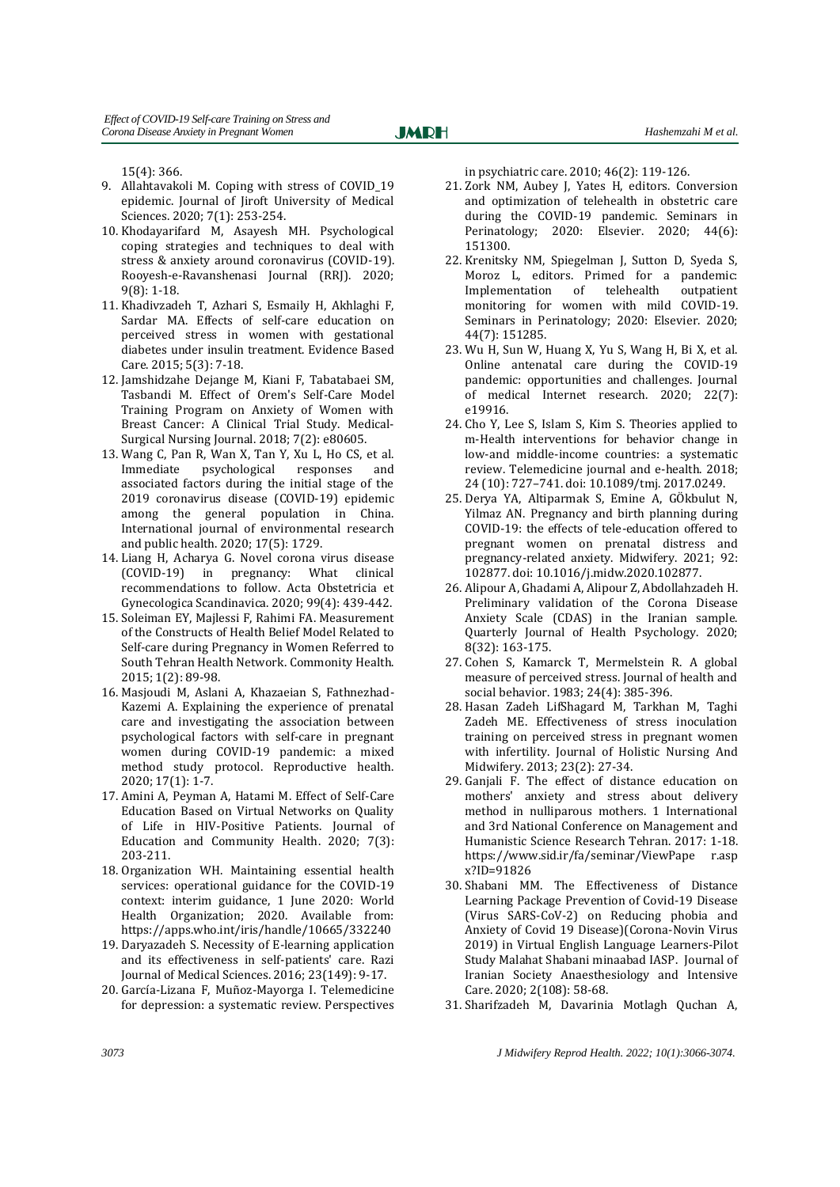15(4): 366.

9. Allahtavakoli M. Coping with stress of COVID_19 epidemic. Journal of Jiroft University of Medical Sciences. 2020; 7(1): 253-254.
10. Khodayarifard M, Asayesh MH. Psychological coping strategies and techniques to deal with stress & anxiety around coronavirus (COVID-19). Rooyesh-e-Ravanshenasi Journal (RRJ). 2020; 9(8): 1-18.
11. Khadivzadeh T, Azhari S, Esmaily H, Akhlaghi F, Sardar MA. Effects of self-care education on perceived stress in women with gestational diabetes under insulin treatment. Evidence Based Care. 2015; 5(3): 7-18.
12. Jamshidzahe Dejange M, Kiani F, Tabatabaei SM, Tasbandi M. Effect of Orem's Self-Care Model Training Program on Anxiety of Women with Breast Cancer: A Clinical Trial Study. Medical-Surgical Nursing Journal. 2018; 7(2): e80605.
13. Wang C, Pan R, Wan X, Tan Y, Xu L, Ho CS, et al. Immediate psychological responses and associated factors during the initial stage of the 2019 coronavirus disease (COVID-19) epidemic among the general population in China. International journal of environmental research and public health. 2020; 17(5): 1729.
14. Liang H, Acharya G. Novel corona virus disease (COVID-19) in pregnancy: What clinical recommendations to follow. Acta Obstetricia et Gynecologica Scandinavica. 2020; 99(4): 439-442.
15. Soleiman EY, Majlessi F, Rahimi FA. Measurement of the Constructs of Health Belief Model Related to Self-care during Pregnancy in Women Referred to South Tehran Health Network. Commonity Health. 2015; 1(2): 89-98.
16. Masjoudi M, Aslani A, Khazaeian S, Fathnezhad-Kazemi A. Explaining the experience of prenatal care and investigating the association between psychological factors with self-care in pregnant women during COVID-19 pandemic: a mixed method study protocol. Reproductive health. 2020; 17(1): 1-7.
17. Amini A, Peyman A, Hatami M. Effect of Self-Care Education Based on Virtual Networks on Quality of Life in HIV-Positive Patients. Journal of Education and Community Health. 2020; 7(3): 203-211.
18. Organization WH. Maintaining essential health services: operational guidance for the COVID-19 context: interim guidance, 1 June 2020: World Health Organization; 2020. Available from: https://apps.who.int/iris/handle/10665/332240
19. Daryazadeh S. Necessity of E-learning application and its effectiveness in self-patients' care. Razi Journal of Medical Sciences. 2016; 23(149): 9-17.
20. García-Lizana F, Muñoz-Mayorga I. Telemedicine for depression: a systematic review. Perspectives in psychiatric care. 2010; 46(2): 119-126.
21. Zork NM, Aubey J, Yates H, editors. Conversion and optimization of telehealth in obstetric care during the COVID-19 pandemic. Seminars in Perinatology; 2020: Elsevier. 2020; 44(6): 151300.
22. Krenitsky NM, Spiegelman J, Sutton D, Syeda S, Moroz L, editors. Primed for a pandemic: Implementation of telehealth outpatient monitoring for women with mild COVID-19. Seminars in Perinatology; 2020: Elsevier. 2020; 44(7): 151285.
23. Wu H, Sun W, Huang X, Yu S, Wang H, Bi X, et al. Online antenatal care during the COVID-19 pandemic: opportunities and challenges. Journal of medical Internet research. 2020; 22(7): e19916.
24. Cho Y, Lee S, Islam S, Kim S. Theories applied to m-Health interventions for behavior change in low-and middle-income countries: a systematic review. Telemedicine journal and e-health. 2018; 24 (10): 727–741. doi: 10.1089/tmj. 2017.0249.
25. Derya YA, Altiparmak S, Emine A, GÖkbulut N, Yilmaz AN. Pregnancy and birth planning during COVID-19: the effects of tele-education offered to pregnant women on prenatal distress and pregnancy-related anxiety. Midwifery. 2021; 92: 102877. doi: 10.1016/j.midw.2020.102877.
26. Alipour A, Ghadami A, Alipour Z, Abdollahzadeh H. Preliminary validation of the Corona Disease Anxiety Scale (CDAS) in the Iranian sample. Quarterly Journal of Health Psychology. 2020; 8(32): 163-175.
27. Cohen S, Kamarck T, Mermelstein R. A global measure of perceived stress. Journal of health and social behavior. 1983; 24(4): 385-396.
28. Hasan Zadeh LifShagard M, Tarkhan M, Taghi Zadeh ME. Effectiveness of stress inoculation training on perceived stress in pregnant women with infertility. Journal of Holistic Nursing And Midwifery. 2013; 23(2): 27-34.
29. Ganjali F. The effect of distance education on mothers' anxiety and stress about delivery method in nulliparous mothers. 1 International and 3rd National Conference on Management and Humanistic Science Research Tehran. 2017: 1-18. https://www.sid.ir/fa/seminar/ViewPaper.aspx?ID=91826
30. Shabani MM. The Effectiveness of Distance Learning Package Prevention of Covid-19 Disease (Virus SARS-CoV-2) on Reducing phobia and Anxiety of Covid 19 Disease)(Corona-Novin Virus 2019) in Virtual English Language Learners-Pilot Study Malahat Shabani minaabad IASP. Journal of Iranian Society Anaesthesiology and Intensive Care. 2020; 2(108): 58-68.
31. Sharifzadeh M, Davarinia Motlagh Quchan A,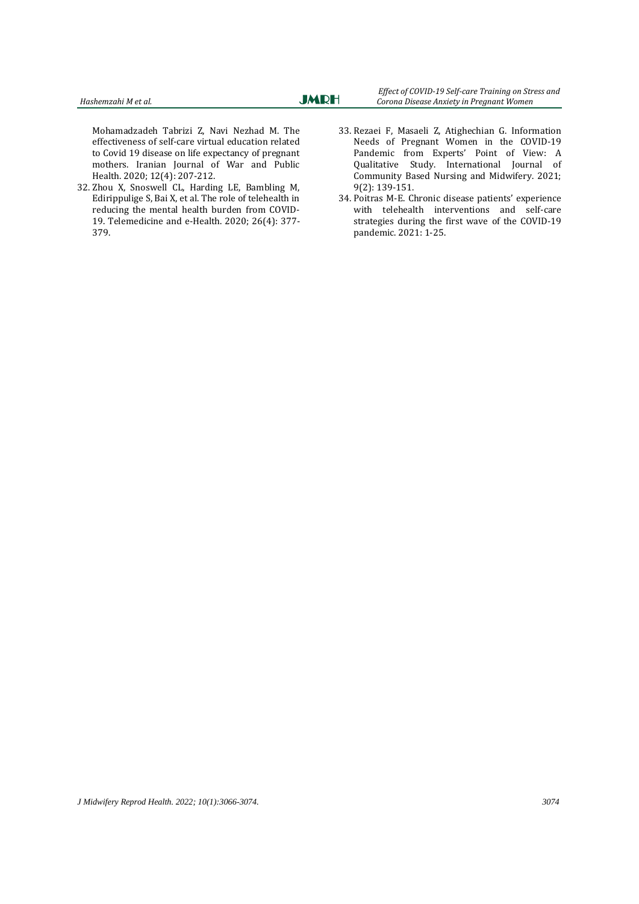Mohamadzadeh Tabrizi Z, Navi Nezhad M. The effectiveness of self-care virtual education related to Covid 19 disease on life expectancy of pregnant mothers. Iranian Journal of War and Public Health. 2020; 12(4): 207-212.

32. Zhou X, Snoswell CL, Harding LE, Bambling M, Edirippulige S, Bai X, et al. The role of telehealth in reducing the mental health burden from COVID-19. Telemedicine and e-Health. 2020; 26(4): 377-379.
33. Rezaei F, Masaeli Z, Atighechian G. Information Needs of Pregnant Women in the COVID-19 Pandemic from Experts' Point of View: A Qualitative Study. International Journal of Community Based Nursing and Midwifery. 2021; 9(2): 139-151.
34. Poitras M-E. Chronic disease patients' experience with telehealth interventions and self-care strategies during the first wave of the COVID-19 pandemic. 2021: 1-25.